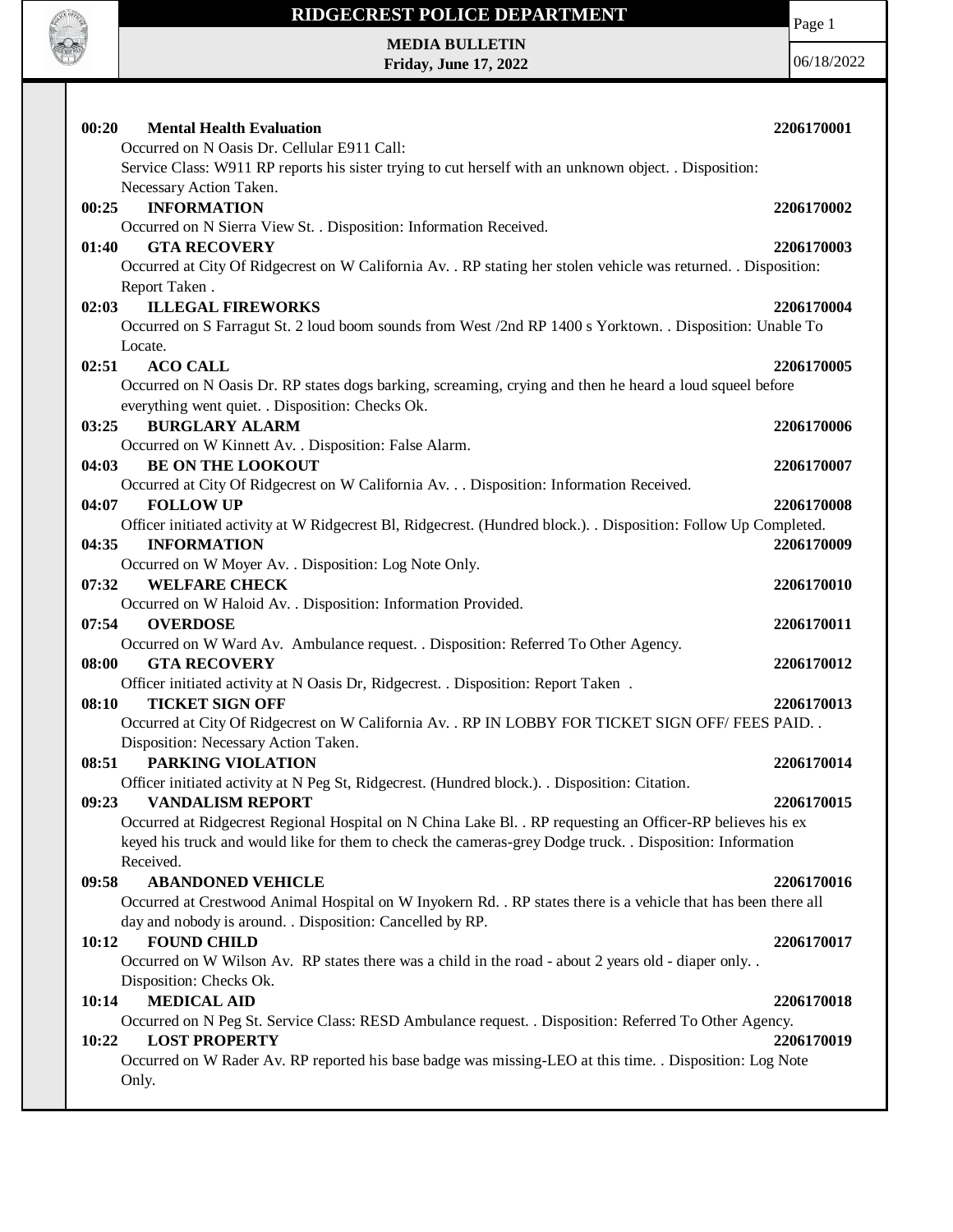# RIDGECREST POLICE DEPARTMENT

**MEDIA BULLETIN**
**Friday, June 17, 2022**

06/18/2022

**00:20 Mental Health Evaluation** **2206170001**
Occurred on N Oasis Dr. Cellular E911 Call:
Service Class: W911 RP reports his sister trying to cut herself with an unknown object. . Disposition: Necessary Action Taken.

**00:25 INFORMATION** **2206170002**
Occurred on N Sierra View St. . Disposition: Information Received.

**01:40 GTA RECOVERY** **2206170003**
Occurred at City Of Ridgecrest on W California Av. . RP stating her stolen vehicle was returned. . Disposition: Report Taken .

**02:03 ILLEGAL FIREWORKS** **2206170004**
Occurred on S Farragut St. 2 loud boom sounds from West /2nd RP 1400 s Yorktown. . Disposition: Unable To Locate.

**02:51 ACO CALL** **2206170005**
Occurred on N Oasis Dr. RP states dogs barking, screaming, crying and then he heard a loud squeel before everything went quiet. . Disposition: Checks Ok.

**03:25 BURGLARY ALARM** **2206170006**
Occurred on W Kinnett Av. . Disposition: False Alarm.

**04:03 BE ON THE LOOKOUT** **2206170007**
Occurred at City Of Ridgecrest on W California Av. . . Disposition: Information Received.

**04:07 FOLLOW UP** **2206170008**
Officer initiated activity at W Ridgecrest Bl, Ridgecrest. (Hundred block.). . Disposition: Follow Up Completed.

**04:35 INFORMATION** **2206170009**
Occurred on W Moyer Av. . Disposition: Log Note Only.

**07:32 WELFARE CHECK** **2206170010**
Occurred on W Haloid Av. . Disposition: Information Provided.

**07:54 OVERDOSE** **2206170011**
Occurred on W Ward Av. Ambulance request. . Disposition: Referred To Other Agency.

**08:00 GTA RECOVERY** **2206170012**
Officer initiated activity at N Oasis Dr, Ridgecrest. . Disposition: Report Taken .

**08:10 TICKET SIGN OFF** **2206170013**
Occurred at City Of Ridgecrest on W California Av. . RP IN LOBBY FOR TICKET SIGN OFF/ FEES PAID. . Disposition: Necessary Action Taken.

**08:51 PARKING VIOLATION** **2206170014**
Officer initiated activity at N Peg St, Ridgecrest. (Hundred block.). . Disposition: Citation.

**09:23 VANDALISM REPORT** **2206170015**
Occurred at Ridgecrest Regional Hospital on N China Lake Bl. . RP requesting an Officer-RP believes his ex keyed his truck and would like for them to check the cameras-grey Dodge truck. . Disposition: Information Received.

**09:58 ABANDONED VEHICLE** **2206170016**
Occurred at Crestwood Animal Hospital on W Inyokern Rd. . RP states there is a vehicle that has been there all day and nobody is around. . Disposition: Cancelled by RP.

**10:12 FOUND CHILD** **2206170017**
Occurred on W Wilson Av. RP states there was a child in the road - about 2 years old - diaper only. . Disposition: Checks Ok.

**10:14 MEDICAL AID** **2206170018**
Occurred on N Peg St. Service Class: RESD Ambulance request. . Disposition: Referred To Other Agency.

**10:22 LOST PROPERTY** **2206170019**
Occurred on W Rader Av. RP reported his base badge was missing-LEO at this time. . Disposition: Log Note Only.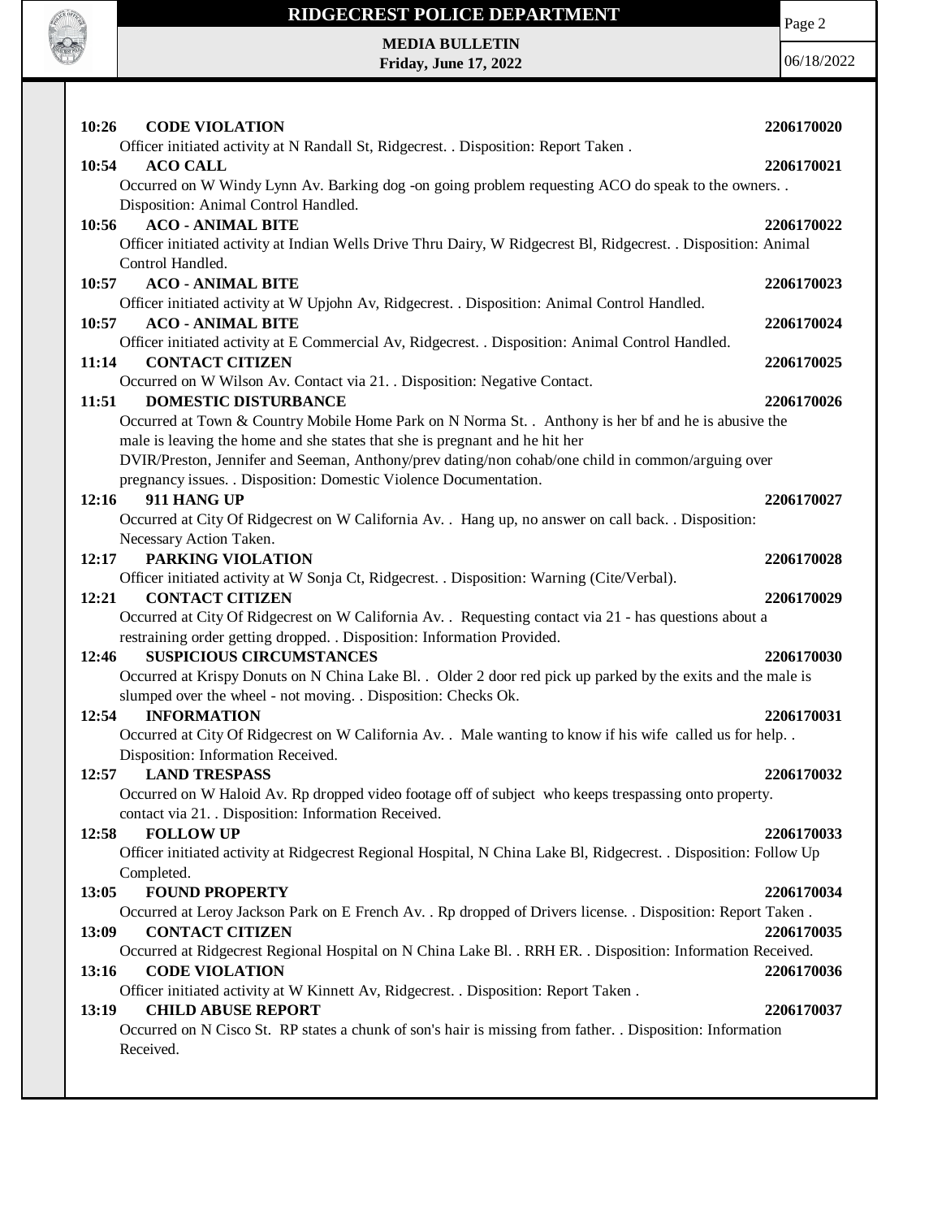**10:26 CODE VIOLATION 2206170020**

Officer initiated activity at N Randall St, Ridgecrest. . Disposition: Report Taken .

**10:54 ACO CALL 2206170021**

Occurred on W Windy Lynn Av. Barking dog -on going problem requesting ACO do speak to the owners. . Disposition: Animal Control Handled.

**10:56 ACO - ANIMAL BITE 2206170022**

Officer initiated activity at Indian Wells Drive Thru Dairy, W Ridgecrest Bl, Ridgecrest. . Disposition: Animal Control Handled.

**10:57 ACO - ANIMAL BITE 2206170023**

Officer initiated activity at W Upjohn Av, Ridgecrest. . Disposition: Animal Control Handled.

**10:57 ACO - ANIMAL BITE 2206170024**

Officer initiated activity at E Commercial Av, Ridgecrest. . Disposition: Animal Control Handled.

**11:14 CONTACT CITIZEN 2206170025**

Occurred on W Wilson Av. Contact via 21. . Disposition: Negative Contact.

**11:51 DOMESTIC DISTURBANCE 2206170026**

Occurred at Town & Country Mobile Home Park on N Norma St. . Anthony is her bf and he is abusive the male is leaving the home and she states that she is pregnant and he hit her
DVIR/Preston, Jennifer and Seeman, Anthony/prev dating/non cohab/one child in common/arguing over pregnancy issues. . Disposition: Domestic Violence Documentation.

**12:16 911 HANG UP 2206170027**

Occurred at City Of Ridgecrest on W California Av. . Hang up, no answer on call back. . Disposition: Necessary Action Taken.

**12:17 PARKING VIOLATION 2206170028**

Officer initiated activity at W Sonja Ct, Ridgecrest. . Disposition: Warning (Cite/Verbal).

**12:21 CONTACT CITIZEN 2206170029**

Occurred at City Of Ridgecrest on W California Av. . Requesting contact via 21 - has questions about a restraining order getting dropped. . Disposition: Information Provided.

**12:46 SUSPICIOUS CIRCUMSTANCES 2206170030**

Occurred at Krispy Donuts on N China Lake Bl. . Older 2 door red pick up parked by the exits and the male is slumped over the wheel - not moving. . Disposition: Checks Ok.

**12:54 INFORMATION 2206170031**

Occurred at City Of Ridgecrest on W California Av. . Male wanting to know if his wife called us for help. . Disposition: Information Received.

**12:57 LAND TRESPASS 2206170032**

Occurred on W Haloid Av. Rp dropped video footage off of subject who keeps trespassing onto property. contact via 21. . Disposition: Information Received.

**12:58 FOLLOW UP 2206170033**

Officer initiated activity at Ridgecrest Regional Hospital, N China Lake Bl, Ridgecrest. . Disposition: Follow Up Completed.

**13:05 FOUND PROPERTY 2206170034**

Occurred at Leroy Jackson Park on E French Av. . Rp dropped of Drivers license. . Disposition: Report Taken .

**13:09 CONTACT CITIZEN 2206170035**

Occurred at Ridgecrest Regional Hospital on N China Lake Bl. . RRH ER. . Disposition: Information Received.

**13:16 CODE VIOLATION 2206170036**

Officer initiated activity at W Kinnett Av, Ridgecrest. . Disposition: Report Taken .

**13:19 CHILD ABUSE REPORT 2206170037**

Occurred on N Cisco St. RP states a chunk of son's hair is missing from father. . Disposition: Information Received.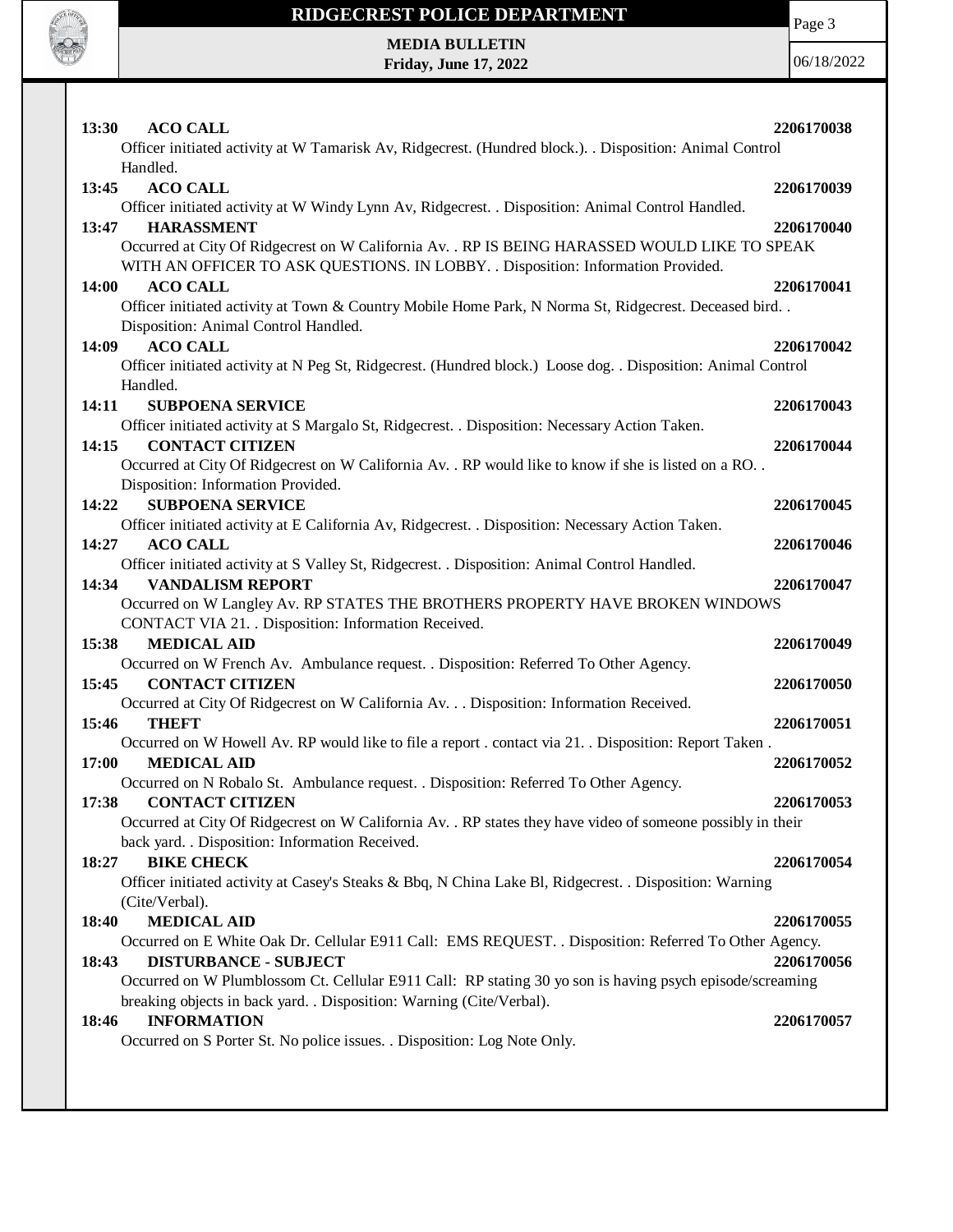**13:30 ACO CALL** **2206170038**
Officer initiated activity at W Tamarisk Av, Ridgecrest. (Hundred block.). . Disposition: Animal Control Handled.

**13:45 ACO CALL** **2206170039**
Officer initiated activity at W Windy Lynn Av, Ridgecrest. . Disposition: Animal Control Handled.

**13:47 HARASSMENT** **2206170040**
Occurred at City Of Ridgecrest on W California Av. . RP IS BEING HARASSED WOULD LIKE TO SPEAK WITH AN OFFICER TO ASK QUESTIONS. IN LOBBY. . Disposition: Information Provided.

**14:00 ACO CALL** **2206170041**
Officer initiated activity at Town & Country Mobile Home Park, N Norma St, Ridgecrest. Deceased bird. . Disposition: Animal Control Handled.

**14:09 ACO CALL** **2206170042**
Officer initiated activity at N Peg St, Ridgecrest. (Hundred block.) Loose dog. . Disposition: Animal Control Handled.

**14:11 SUBPOENA SERVICE** **2206170043**
Officer initiated activity at S Margalo St, Ridgecrest. . Disposition: Necessary Action Taken.

**14:15 CONTACT CITIZEN** **2206170044**
Occurred at City Of Ridgecrest on W California Av. . RP would like to know if she is listed on a RO. . Disposition: Information Provided.

**14:22 SUBPOENA SERVICE** **2206170045**
Officer initiated activity at E California Av, Ridgecrest. . Disposition: Necessary Action Taken.

**14:27 ACO CALL** **2206170046**
Officer initiated activity at S Valley St, Ridgecrest. . Disposition: Animal Control Handled.

**14:34 VANDALISM REPORT** **2206170047**
Occurred on W Langley Av. RP STATES THE BROTHERS PROPERTY HAVE BROKEN WINDOWS CONTACT VIA 21. . Disposition: Information Received.

**15:38 MEDICAL AID** **2206170049**
Occurred on W French Av. Ambulance request. . Disposition: Referred To Other Agency.

**15:45 CONTACT CITIZEN** **2206170050**
Occurred at City Of Ridgecrest on W California Av. . . Disposition: Information Received.

**15:46 THEFT** **2206170051**
Occurred on W Howell Av. RP would like to file a report . contact via 21. . Disposition: Report Taken .

**17:00 MEDICAL AID** **2206170052**
Occurred on N Robalo St. Ambulance request. . Disposition: Referred To Other Agency.

**17:38 CONTACT CITIZEN** **2206170053**
Occurred at City Of Ridgecrest on W California Av. . RP states they have video of someone possibly in their back yard. . Disposition: Information Received.

**18:27 BIKE CHECK** **2206170054**
Officer initiated activity at Casey's Steaks & Bbq, N China Lake Bl, Ridgecrest. . Disposition: Warning (Cite/Verbal).

**18:40 MEDICAL AID** **2206170055**
Occurred on E White Oak Dr. Cellular E911 Call: EMS REQUEST. . Disposition: Referred To Other Agency.

**18:43 DISTURBANCE - SUBJECT** **2206170056**
Occurred on W Plumblossom Ct. Cellular E911 Call: RP stating 30 yo son is having psych episode/screaming breaking objects in back yard. . Disposition: Warning (Cite/Verbal).

**18:46 INFORMATION** **2206170057**
Occurred on S Porter St. No police issues. . Disposition: Log Note Only.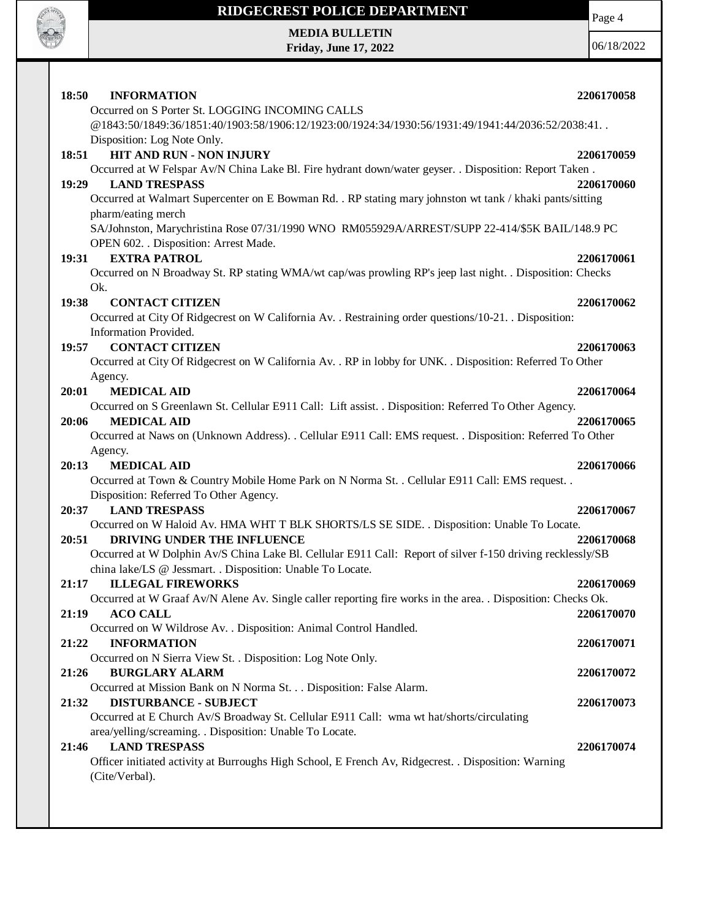**18:50 INFORMATION 2206170058**

Occurred on S Porter St. LOGGING INCOMING CALLS @1843:50/1849:36/1851:40/1903:58/1906:12/1923:00/1924:34/1930:56/1931:49/1941:44/2036:52/2038:41. . Disposition: Log Note Only.

**18:51 HIT AND RUN - NON INJURY 2206170059**

Occurred at W Felspar Av/N China Lake Bl. Fire hydrant down/water geyser. . Disposition: Report Taken .

**19:29 LAND TRESPASS 2206170060**

Occurred at Walmart Supercenter on E Bowman Rd. . RP stating mary johnston wt tank / khaki pants/sitting pharm/eating merch

SA/Johnston, Marychristina Rose 07/31/1990 WNO RM055929A/ARREST/SUPP 22-414/$5K BAIL/148.9 PC OPEN 602. . Disposition: Arrest Made.

**19:31 EXTRA PATROL 2206170061**

Occurred on N Broadway St. RP stating WMA/wt cap/was prowling RP's jeep last night. . Disposition: Checks Ok.

**19:38 CONTACT CITIZEN 2206170062**

Occurred at City Of Ridgecrest on W California Av. . Restraining order questions/10-21. . Disposition: Information Provided.

**19:57 CONTACT CITIZEN 2206170063**

Occurred at City Of Ridgecrest on W California Av. . RP in lobby for UNK. . Disposition: Referred To Other Agency.

**20:01 MEDICAL AID 2206170064**

Occurred on S Greenlawn St. Cellular E911 Call: Lift assist. . Disposition: Referred To Other Agency.

**20:06 MEDICAL AID 2206170065**

Occurred at Naws on (Unknown Address). . Cellular E911 Call: EMS request. . Disposition: Referred To Other Agency.

**20:13 MEDICAL AID 2206170066**

Occurred at Town & Country Mobile Home Park on N Norma St. . Cellular E911 Call: EMS request. . Disposition: Referred To Other Agency.

**20:37 LAND TRESPASS 2206170067**

Occurred on W Haloid Av. HMA WHT T BLK SHORTS/LS SE SIDE. . Disposition: Unable To Locate.

**20:51 DRIVING UNDER THE INFLUENCE 2206170068**

Occurred at W Dolphin Av/S China Lake Bl. Cellular E911 Call: Report of silver f-150 driving recklessly/SB china lake/LS @ Jessmart. . Disposition: Unable To Locate.

**21:17 ILLEGAL FIREWORKS 2206170069**

Occurred at W Graaf Av/N Alene Av. Single caller reporting fire works in the area. . Disposition: Checks Ok.

**21:19 ACO CALL 2206170070**

Occurred on W Wildrose Av. . Disposition: Animal Control Handled.

**21:22 INFORMATION 2206170071**

Occurred on N Sierra View St. . Disposition: Log Note Only.

**21:26 BURGLARY ALARM 2206170072**

Occurred at Mission Bank on N Norma St. . . Disposition: False Alarm.

**21:32 DISTURBANCE - SUBJECT 2206170073**

Occurred at E Church Av/S Broadway St. Cellular E911 Call: wma wt hat/shorts/circulating area/yelling/screaming. . Disposition: Unable To Locate.

**21:46 LAND TRESPASS 2206170074**

Officer initiated activity at Burroughs High School, E French Av, Ridgecrest. . Disposition: Warning (Cite/Verbal).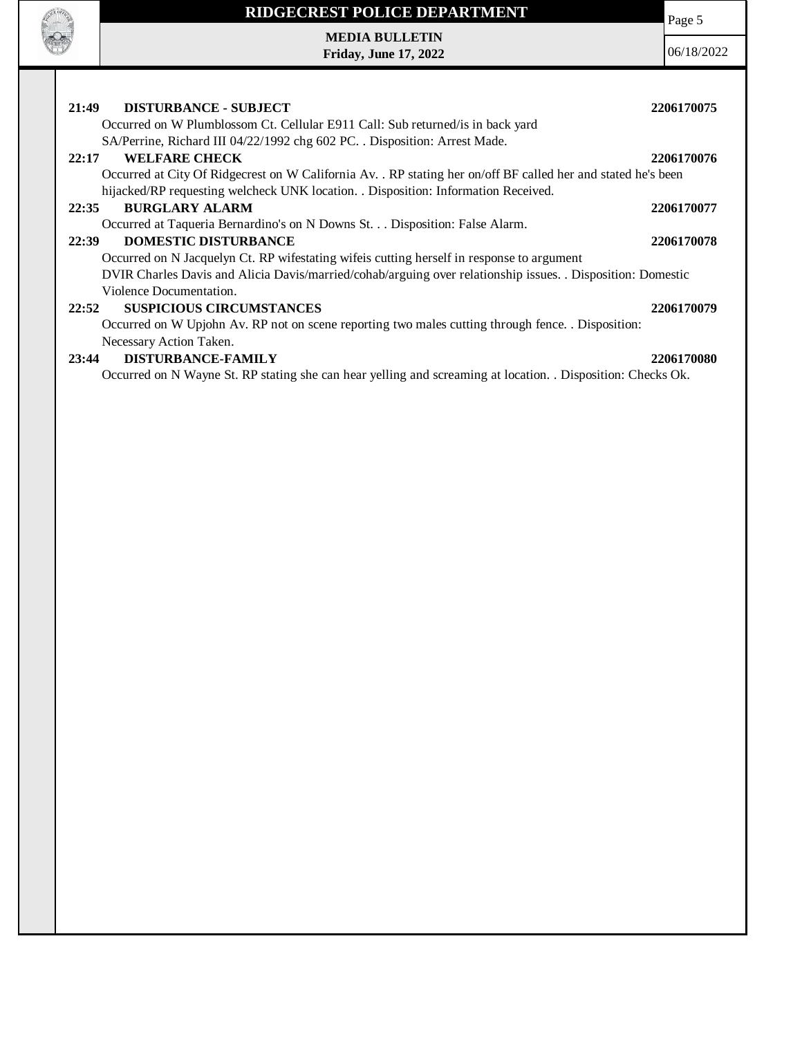**21:49 DISTURBANCE - SUBJECT** **2206170075**

Occurred on W Plumblossom Ct. Cellular E911 Call: Sub returned/is in back yard
SA/Perrine, Richard III 04/22/1992 chg 602 PC. . Disposition: Arrest Made.

**22:17 WELFARE CHECK** **2206170076**

Occurred at City Of Ridgecrest on W California Av. . RP stating her on/off BF called her and stated he's been hijacked/RP requesting welcheck UNK location. . Disposition: Information Received.

**22:35 BURGLARY ALARM** **2206170077**

Occurred at Taqueria Bernardino's on N Downs St. . . Disposition: False Alarm.

**22:39 DOMESTIC DISTURBANCE** **2206170078**

Occurred on N Jacquelyn Ct. RP wifestating wifeis cutting herself in response to argument
DVIR Charles Davis and Alicia Davis/married/cohab/arguing over relationship issues. . Disposition: Domestic Violence Documentation.

**22:52 SUSPICIOUS CIRCUMSTANCES** **2206170079**

Occurred on W Upjohn Av. RP not on scene reporting two males cutting through fence. . Disposition: Necessary Action Taken.

**23:44 DISTURBANCE-FAMILY** **2206170080**

Occurred on N Wayne St. RP stating she can hear yelling and screaming at location. . Disposition: Checks Ok.